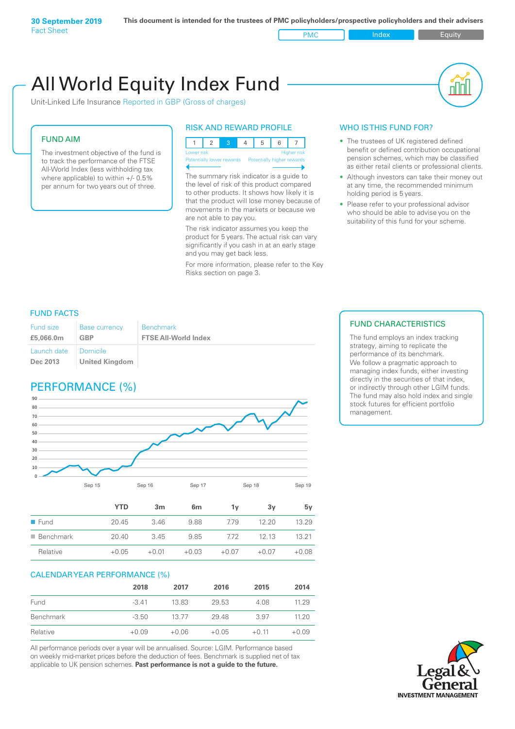**30 September 2019**
Fact Sheet

**This document is intended for the trustees of PMC policyholders/prospective policyholders and their advisers**

PMC | Index | Equity

# All World Equity Index Fund

Unit-Linked Life Insurance Reported in GBP (Gross of charges)

## FUND AIM

The investment objective of the fund is to track the performance of the FTSE All-World Index (less withholding tax where applicable) to within +/- 0.5% per annum for two years out of three.

## RISK AND REWARD PROFILE

| 1 | 2 | 3 | 4 | 5 | 6 | 7 |
|---|---|---|---|---|---|---|

Lower risk — Higher risk
Potentially lower rewards — Potentially higher rewards

The summary risk indicator is a guide to the level of risk of this product compared to other products. It shows how likely it is that the product will lose money because of movements in the markets or because we are not able to pay you.

The risk indicator assumes you keep the product for 5 years. The actual risk can vary significantly if you cash in at an early stage and you may get back less.

For more information, please refer to the Key Risks section on page 3.

## WHO IS THIS FUND FOR?

- The trustees of UK registered defined benefit or defined contribution occupational pension schemes, which may be classified as either retail clients or professional clients.
- Although investors can take their money out at any time, the recommended minimum holding period is 5 years.
- Please refer to your professional advisor who should be able to advise you on the suitability of this fund for your scheme.

## FUND FACTS

| Fund size | Base currency | Benchmark |
|---|---|---|
| **£5,066.0m** | **GBP** | **FTSE All-World Index** |
| Launch date | Domicile | |
| **Dec 2013** | **United Kingdom** | |

## FUND CHARACTERISTICS

The fund employs an index tracking strategy, aiming to replicate the performance of its benchmark. We follow a pragmatic approach to managing index funds, either investing directly in the securities of that index, or indirectly through other LGIM funds. The fund may also hold index and single stock futures for efficient portfolio management.

## PERFORMANCE (%)

| | YTD | 3m | 6m | 1y | 3y | 5y |
|---|---|---|---|---|---|---|
| Fund | 20.45 | 3.46 | 9.88 | 7.79 | 12.20 | 13.29 |
| Benchmark | 20.40 | 3.45 | 9.85 | 7.72 | 12.13 | 13.21 |
| Relative | +0.05 | +0.01 | +0.03 | +0.07 | +0.07 | +0.08 |

## CALENDAR YEAR PERFORMANCE (%)

| | 2018 | 2017 | 2016 | 2015 | 2014 |
|---|---|---|---|---|---|
| Fund | -3.41 | 13.83 | 29.53 | 4.08 | 11.29 |
| Benchmark | -3.50 | 13.77 | 29.48 | 3.97 | 11.20 |
| Relative | +0.09 | +0.06 | +0.05 | +0.11 | +0.09 |

All performance periods over a year will be annualised. Source: LGIM. Performance based on weekly mid-market prices before the deduction of fees. Benchmark is supplied net of tax applicable to UK pension schemes. **Past performance is not a guide to the future.**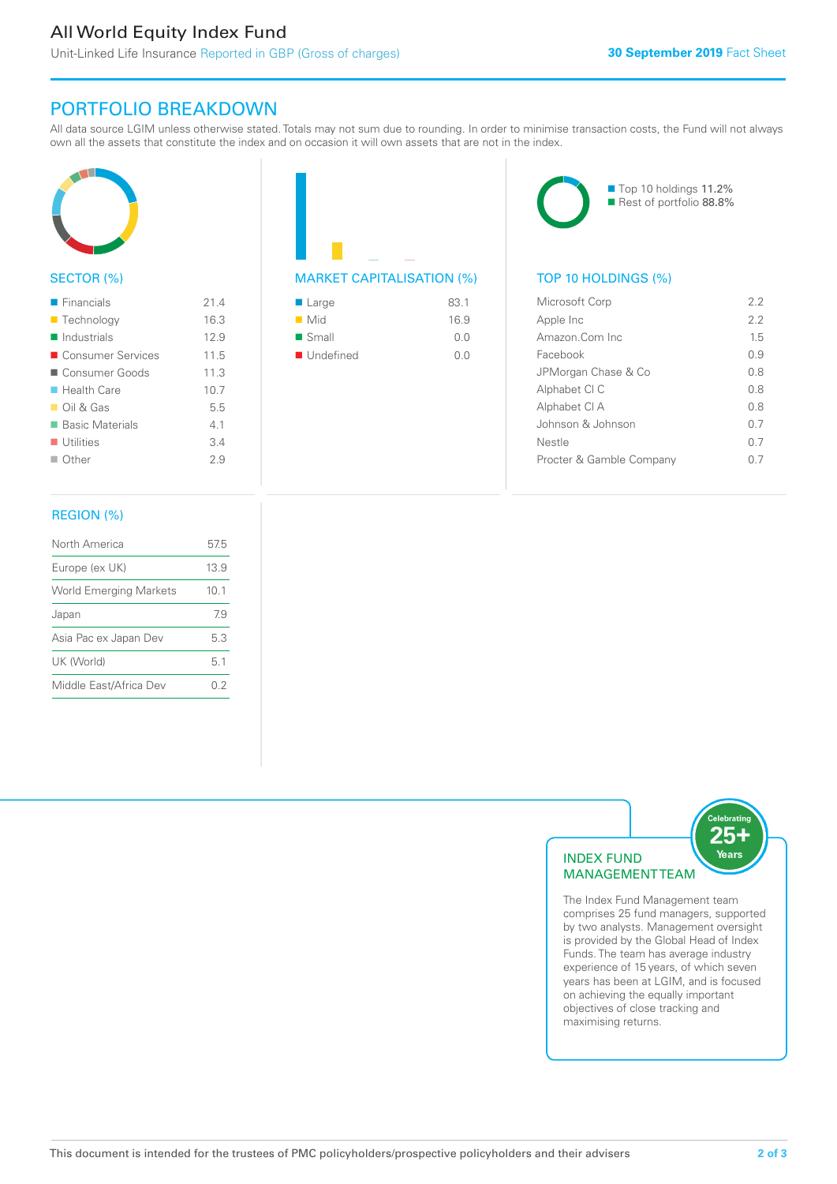# All World Equity Index Fund

Unit-Linked Life Insurance Reported in GBP (Gross of charges)

**30 September 2019** Fact Sheet

## PORTFOLIO BREAKDOWN

All data source LGIM unless otherwise stated. Totals may not sum due to rounding. In order to minimise transaction costs, the Fund will not always own all the assets that constitute the index and on occasion it will own assets that are not in the index.

### SECTOR (%)

| Sector | % |
|---|---|
| Financials | 21.4 |
| Technology | 16.3 |
| Industrials | 12.9 |
| Consumer Services | 11.5 |
| Consumer Goods | 11.3 |
| Health Care | 10.7 |
| Oil & Gas | 5.5 |
| Basic Materials | 4.1 |
| Utilities | 3.4 |
| Other | 2.9 |

### MARKET CAPITALISATION (%)

| Market Capitalisation | % |
|---|---|
| Large | 83.1 |
| Mid | 16.9 |
| Small | 0.0 |
| Undefined | 0.0 |

Top 10 holdings 11.2%
Rest of portfolio 88.8%

### TOP 10 HOLDINGS (%)

| Holding | % |
|---|---|
| Microsoft Corp | 2.2 |
| Apple Inc | 2.2 |
| Amazon.Com Inc | 1.5 |
| Facebook | 0.9 |
| JPMorgan Chase & Co | 0.8 |
| Alphabet Cl C | 0.8 |
| Alphabet Cl A | 0.8 |
| Johnson & Johnson | 0.7 |
| Nestle | 0.7 |
| Procter & Gamble Company | 0.7 |

### REGION (%)

| Region | % |
|---|---|
| North America | 57.5 |
| Europe (ex UK) | 13.9 |
| World Emerging Markets | 10.1 |
| Japan | 7.9 |
| Asia Pac ex Japan Dev | 5.3 |
| UK (World) | 5.1 |
| Middle East/Africa Dev | 0.2 |

### INDEX FUND MANAGEMENT TEAM

Celebrating 25+ Years

The Index Fund Management team comprises 25 fund managers, supported by two analysts. Management oversight is provided by the Global Head of Index Funds. The team has average industry experience of 15 years, of which seven years has been at LGIM, and is focused on achieving the equally important objectives of close tracking and maximising returns.

This document is intended for the trustees of PMC policyholders/prospective policyholders and their advisers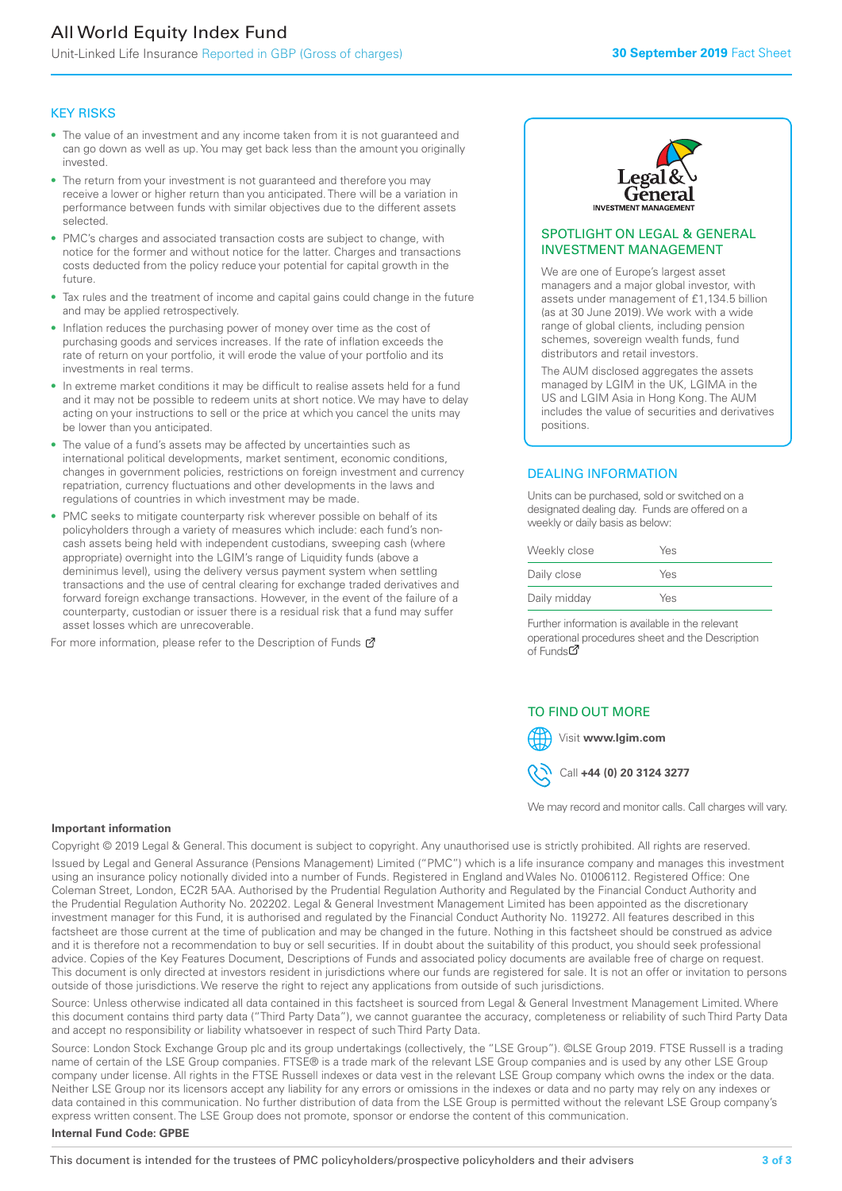# All World Equity Index Fund

Unit-Linked Life Insurance Reported in GBP (Gross of charges)

**30 September 2019** Fact Sheet

## KEY RISKS

- The value of an investment and any income taken from it is not guaranteed and can go down as well as up. You may get back less than the amount you originally invested.
- The return from your investment is not guaranteed and therefore you may receive a lower or higher return than you anticipated. There will be a variation in performance between funds with similar objectives due to the different assets selected.
- PMC's charges and associated transaction costs are subject to change, with notice for the former and without notice for the latter. Charges and transactions costs deducted from the policy reduce your potential for capital growth in the future.
- Tax rules and the treatment of income and capital gains could change in the future and may be applied retrospectively.
- Inflation reduces the purchasing power of money over time as the cost of purchasing goods and services increases. If the rate of inflation exceeds the rate of return on your portfolio, it will erode the value of your portfolio and its investments in real terms.
- In extreme market conditions it may be difficult to realise assets held for a fund and it may not be possible to redeem units at short notice. We may have to delay acting on your instructions to sell or the price at which you cancel the units may be lower than you anticipated.
- The value of a fund's assets may be affected by uncertainties such as international political developments, market sentiment, economic conditions, changes in government policies, restrictions on foreign investment and currency repatriation, currency fluctuations and other developments in the laws and regulations of countries in which investment may be made.
- PMC seeks to mitigate counterparty risk wherever possible on behalf of its policyholders through a variety of measures which include: each fund's non-cash assets being held with independent custodians, sweeping cash (where appropriate) overnight into the LGIM's range of Liquidity funds (above a deminimus level), using the delivery versus payment system when settling transactions and the use of central clearing for exchange traded derivatives and forward foreign exchange transactions. However, in the event of the failure of a counterparty, custodian or issuer there is a residual risk that a fund may suffer asset losses which are unrecoverable.

For more information, please refer to the Description of Funds

## SPOTLIGHT ON LEGAL & GENERAL INVESTMENT MANAGEMENT

We are one of Europe's largest asset managers and a major global investor, with assets under management of £1,134.5 billion (as at 30 June 2019). We work with a wide range of global clients, including pension schemes, sovereign wealth funds, fund distributors and retail investors.

The AUM disclosed aggregates the assets managed by LGIM in the UK, LGIMA in the US and LGIM Asia in Hong Kong. The AUM includes the value of securities and derivatives positions.

## DEALING INFORMATION

Units can be purchased, sold or switched on a designated dealing day. Funds are offered on a weekly or daily basis as below:

| | |
|---|---|
| Weekly close | Yes |
| Daily close | Yes |
| Daily midday | Yes |

Further information is available in the relevant operational procedures sheet and the Description of Funds

## TO FIND OUT MORE

Visit **www.lgim.com**

Call **+44 (0) 20 3124 3277**

We may record and monitor calls. Call charges will vary.

**Important information**

Copyright © 2019 Legal & General. This document is subject to copyright. Any unauthorised use is strictly prohibited. All rights are reserved.

Issued by Legal and General Assurance (Pensions Management) Limited ("PMC") which is a life insurance company and manages this investment using an insurance policy notionally divided into a number of Funds. Registered in England and Wales No. 01006112. Registered Office: One Coleman Street, London, EC2R 5AA. Authorised by the Prudential Regulation Authority and Regulated by the Financial Conduct Authority and the Prudential Regulation Authority No. 202202. Legal & General Investment Management Limited has been appointed as the discretionary investment manager for this Fund, it is authorised and regulated by the Financial Conduct Authority No. 119272. All features described in this factsheet are those current at the time of publication and may be changed in the future. Nothing in this factsheet should be construed as advice and it is therefore not a recommendation to buy or sell securities. If in doubt about the suitability of this product, you should seek professional advice. Copies of the Key Features Document, Descriptions of Funds and associated policy documents are available free of charge on request. This document is only directed at investors resident in jurisdictions where our funds are registered for sale. It is not an offer or invitation to persons outside of those jurisdictions. We reserve the right to reject any applications from outside of such jurisdictions.

Source: Unless otherwise indicated all data contained in this factsheet is sourced from Legal & General Investment Management Limited. Where this document contains third party data ("Third Party Data"), we cannot guarantee the accuracy, completeness or reliability of such Third Party Data and accept no responsibility or liability whatsoever in respect of such Third Party Data.

Source: London Stock Exchange Group plc and its group undertakings (collectively, the "LSE Group"). ©LSE Group 2019. FTSE Russell is a trading name of certain of the LSE Group companies. FTSE® is a trade mark of the relevant LSE Group companies and is used by any other LSE Group company under license. All rights in the FTSE Russell indexes or data vest in the relevant LSE Group company which owns the index or the data. Neither LSE Group nor its licensors accept any liability for any errors or omissions in the indexes or data and no party may rely on any indexes or data contained in this communication. No further distribution of data from the LSE Group is permitted without the relevant LSE Group company's express written consent. The LSE Group does not promote, sponsor or endorse the content of this communication.

**Internal Fund Code: GPBE**

This document is intended for the trustees of PMC policyholders/prospective policyholders and their advisers